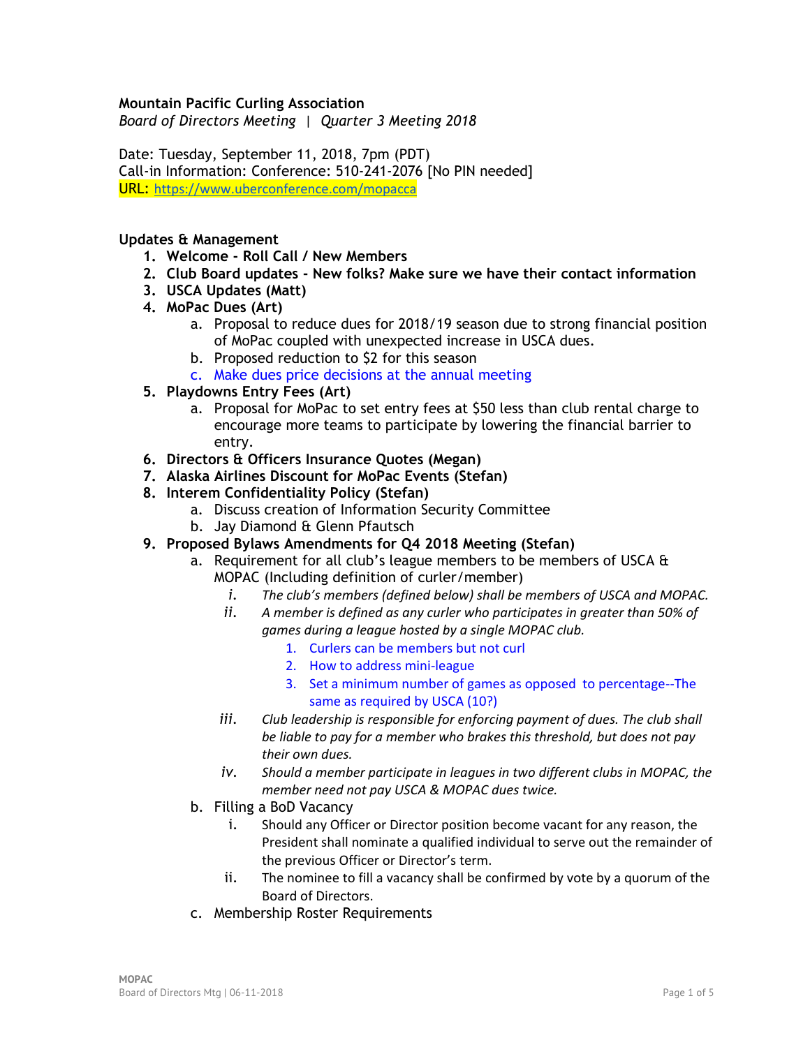**Mountain Pacific Curling Association**
*Board of Directors Meeting | Quarter 3 Meeting 2018*

Date: Tuesday, September 11, 2018, 7pm (PDT)
Call-in Information: Conference: 510-241-2076 [No PIN needed]
URL: https://www.uberconference.com/mopacca

**Updates & Management**

1. **Welcome - Roll Call / New Members**
2. **Club Board updates - New folks? Make sure we have their contact information**
3. **USCA Updates (Matt)**
4. **MoPac Dues (Art)**
   a. Proposal to reduce dues for 2018/19 season due to strong financial position of MoPac coupled with unexpected increase in USCA dues.
   b. Proposed reduction to $2 for this season
   c. Make dues price decisions at the annual meeting
5. **Playdowns Entry Fees (Art)**
   a. Proposal for MoPac to set entry fees at $50 less than club rental charge to encourage more teams to participate by lowering the financial barrier to entry.
6. **Directors & Officers Insurance Quotes (Megan)**
7. **Alaska Airlines Discount for MoPac Events (Stefan)**
8. **Interem Confidentiality Policy (Stefan)**
   a. Discuss creation of Information Security Committee
   b. Jay Diamond & Glenn Pfautsch
9. **Proposed Bylaws Amendments for Q4 2018 Meeting (Stefan)**
   a. Requirement for all club's league members to be members of USCA & MOPAC (Including definition of curler/member)
      i. *The club's members (defined below) shall be members of USCA and MOPAC.*
      ii. *A member is defined as any curler who participates in greater than 50% of games during a league hosted by a single MOPAC club.*
         1. Curlers can be members but not curl
         2. How to address mini-league
         3. Set a minimum number of games as opposed to percentage--The same as required by USCA (10?)
      iii. *Club leadership is responsible for enforcing payment of dues. The club shall be liable to pay for a member who brakes this threshold, but does not pay their own dues.*
      iv. *Should a member participate in leagues in two different clubs in MOPAC, the member need not pay USCA & MOPAC dues twice.*
   b. Filling a BoD Vacancy
      i. Should any Officer or Director position become vacant for any reason, the President shall nominate a qualified individual to serve out the remainder of the previous Officer or Director's term.
      ii. The nominee to fill a vacancy shall be confirmed by vote by a quorum of the Board of Directors.
   c. Membership Roster Requirements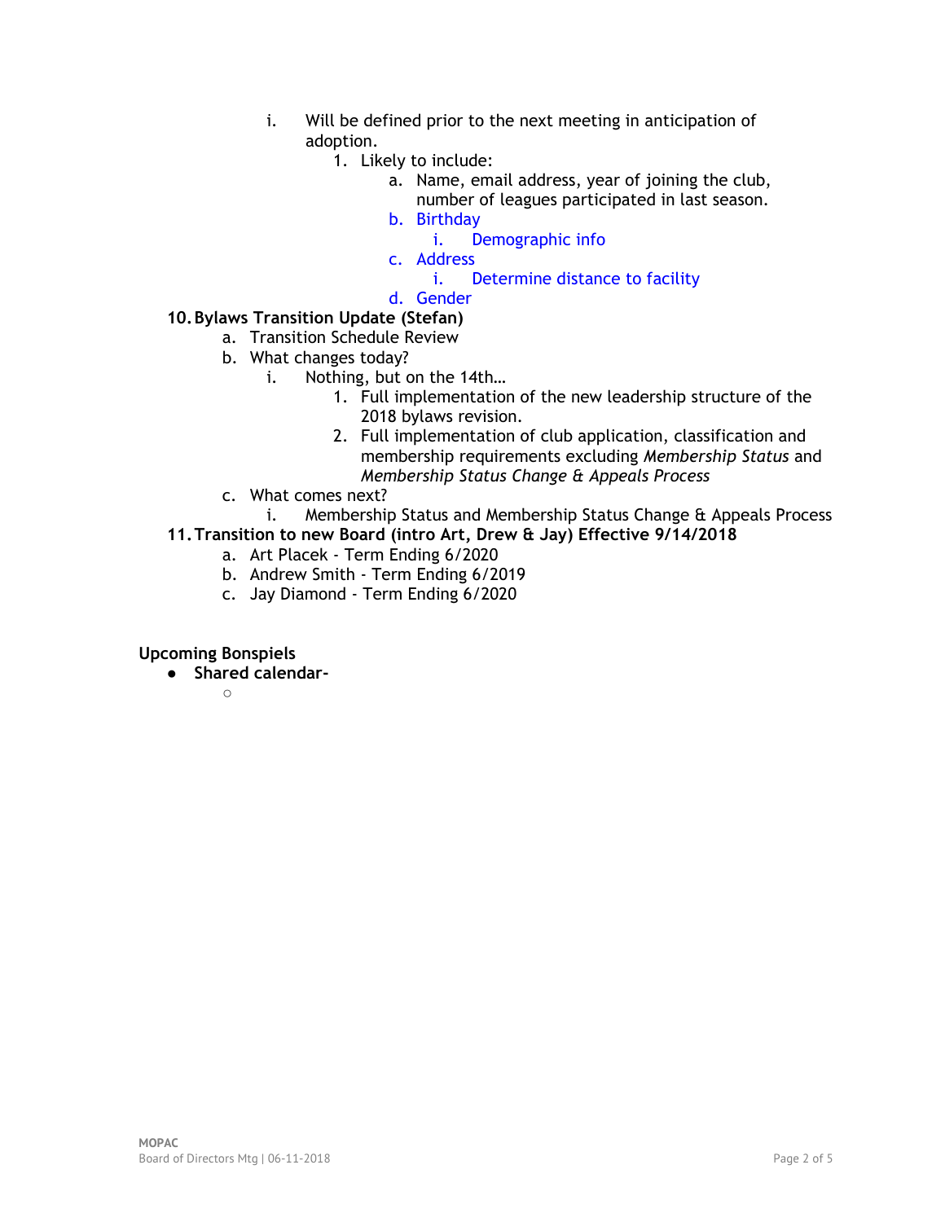i. Will be defined prior to the next meeting in anticipation of adoption.
            1. Likely to include:
                a. Name, email address, year of joining the club, number of leagues participated in last season.
                b. Birthday
                    i. Demographic info
                c. Address
                    i. Determine distance to facility
                d. Gender

**10. Bylaws Transition Update (Stefan)**

- a. Transition Schedule Review
- b. What changes today?
    - i. Nothing, but on the 14th…
        1. Full implementation of the new leadership structure of the 2018 bylaws revision.
        2. Full implementation of club application, classification and membership requirements excluding *Membership Status* and *Membership Status Change & Appeals Process*
- c. What comes next?
    - i. Membership Status and Membership Status Change & Appeals Process

**11. Transition to new Board (intro Art, Drew & Jay) Effective 9/14/2018**

- a. Art Placek - Term Ending 6/2020
- b. Andrew Smith - Term Ending 6/2019
- c. Jay Diamond - Term Ending 6/2020

**Upcoming Bonspiels**

- **Shared calendar-**
    -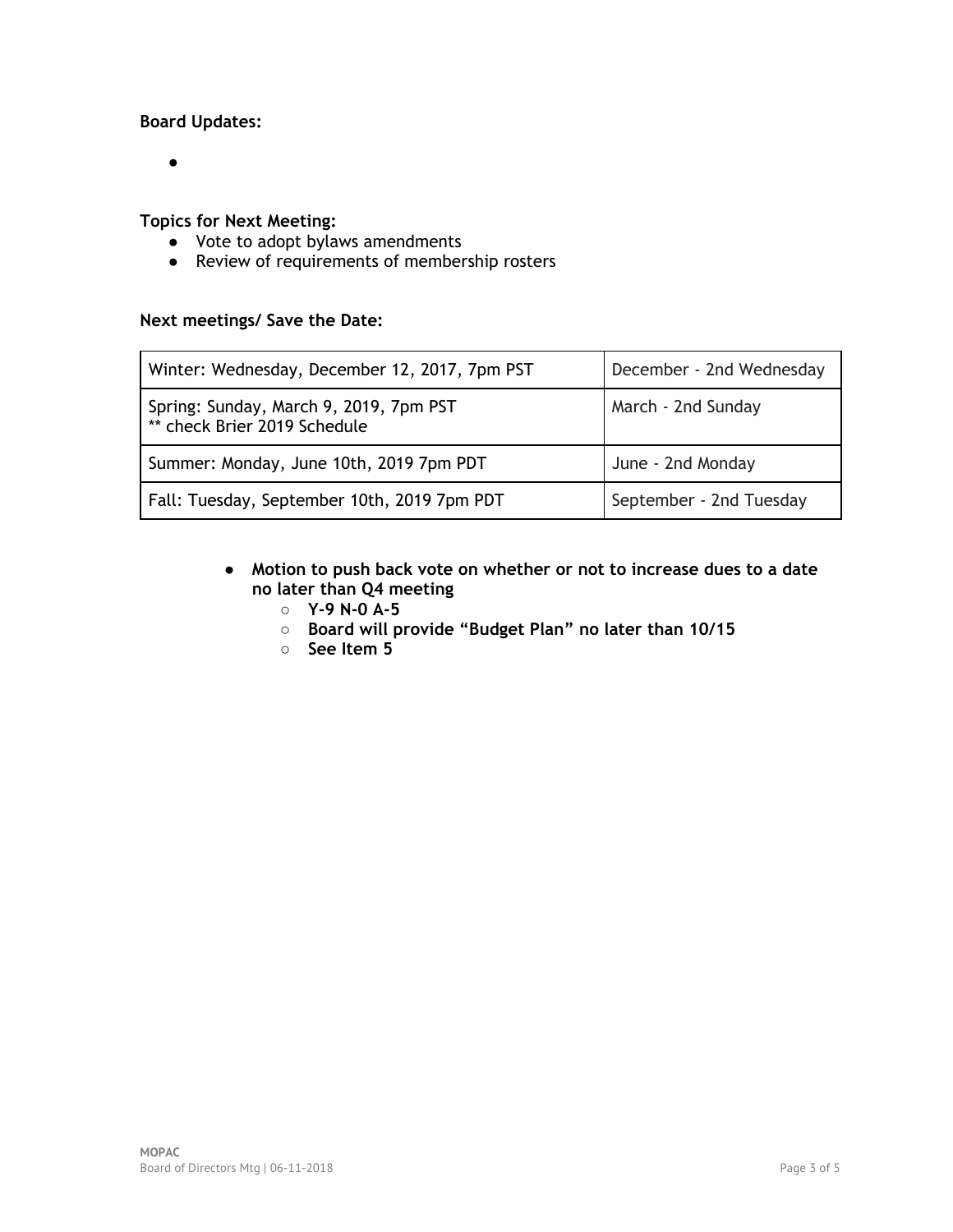**Board Updates:**

- 

**Topics for Next Meeting:**

- Vote to adopt bylaws amendments
- Review of requirements of membership rosters

**Next meetings/ Save the Date:**

| | |
|---|---|
| Winter: Wednesday, December 12, 2017, 7pm PST | December - 2nd Wednesday |
| Spring: Sunday, March 9, 2019, 7pm PST<br>** check Brier 2019 Schedule | March - 2nd Sunday |
| Summer: Monday, June 10th, 2019 7pm PDT | June - 2nd Monday |
| Fall: Tuesday, September 10th, 2019 7pm PDT | September - 2nd Tuesday |

- **Motion to push back vote on whether or not to increase dues to a date no later than Q4 meeting**
  - **Y-9 N-0 A-5**
  - **Board will provide "Budget Plan" no later than 10/15**
  - **See Item 5**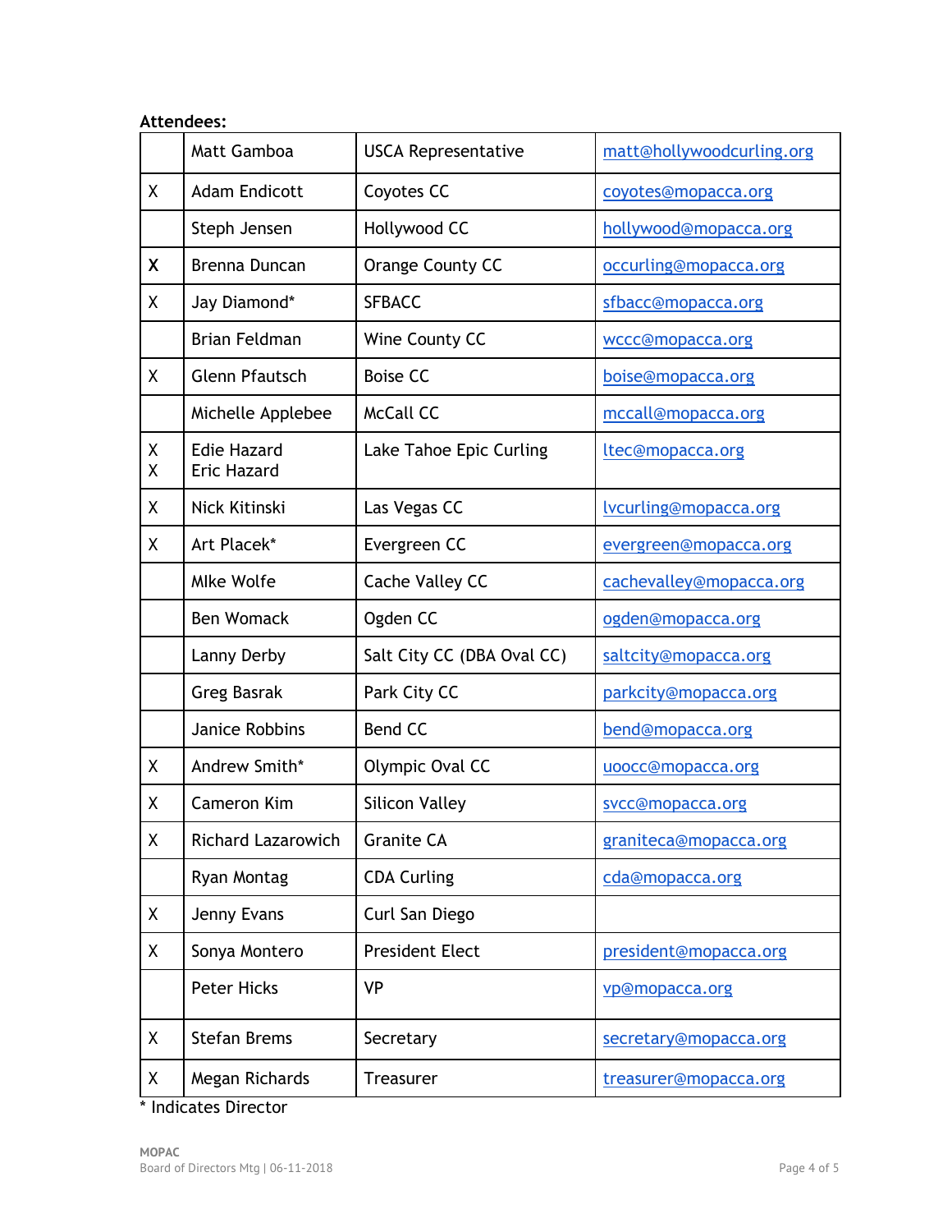**Attendees:**

| | | | |
|---|---|---|---|
| | Matt Gamboa | USCA Representative | matt@hollywoodcurling.org |
| X | Adam Endicott | Coyotes CC | coyotes@mopacca.org |
| | Steph Jensen | Hollywood CC | hollywood@mopacca.org |
| X | Brenna Duncan | Orange County CC | occurling@mopacca.org |
| X | Jay Diamond* | SFBACC | sfbacc@mopacca.org |
| | Brian Feldman | Wine County CC | wccc@mopacca.org |
| X | Glenn Pfautsch | Boise CC | boise@mopacca.org |
| | Michelle Applebee | McCall CC | mccall@mopacca.org |
| X<br>X | Edie Hazard<br>Eric Hazard | Lake Tahoe Epic Curling | ltec@mopacca.org |
| X | Nick Kitinski | Las Vegas CC | lvcurling@mopacca.org |
| X | Art Placek* | Evergreen CC | evergreen@mopacca.org |
| | MIke Wolfe | Cache Valley CC | cachevalley@mopacca.org |
| | Ben Womack | Ogden CC | ogden@mopacca.org |
| | Lanny Derby | Salt City CC (DBA Oval CC) | saltcity@mopacca.org |
| | Greg Basrak | Park City CC | parkcity@mopacca.org |
| | Janice Robbins | Bend CC | bend@mopacca.org |
| X | Andrew Smith* | Olympic Oval CC | uoocc@mopacca.org |
| X | Cameron Kim | Silicon Valley | svcc@mopacca.org |
| X | Richard Lazarowich | Granite CA | graniteca@mopacca.org |
| | Ryan Montag | CDA Curling | cda@mopacca.org |
| X | Jenny Evans | Curl San Diego | |
| X | Sonya Montero | President Elect | president@mopacca.org |
| | Peter Hicks | VP | vp@mopacca.org |
| X | Stefan Brems | Secretary | secretary@mopacca.org |
| X | Megan Richards | Treasurer | treasurer@mopacca.org |

* Indicates Director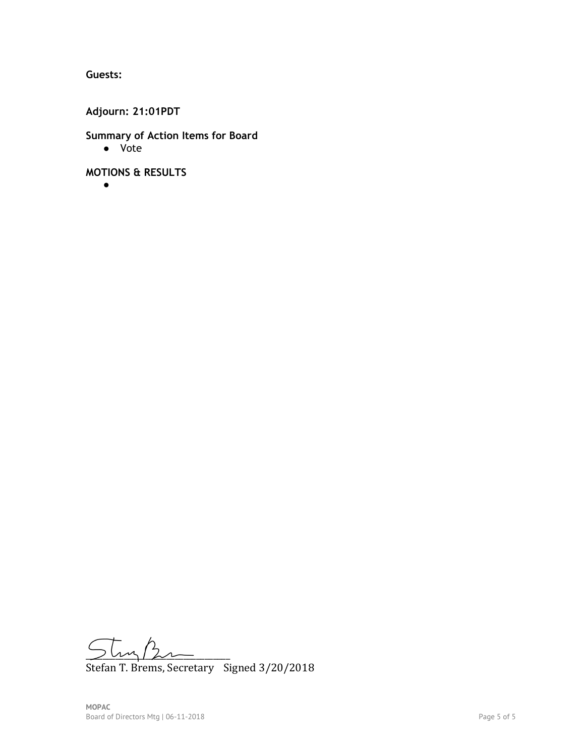**Guests:**

**Adjourn: 21:01PDT**

**Summary of Action Items for Board**

- Vote

**MOTIONS & RESULTS**

- 

Stefan T. Brems, Secretary Signed 3/20/2018